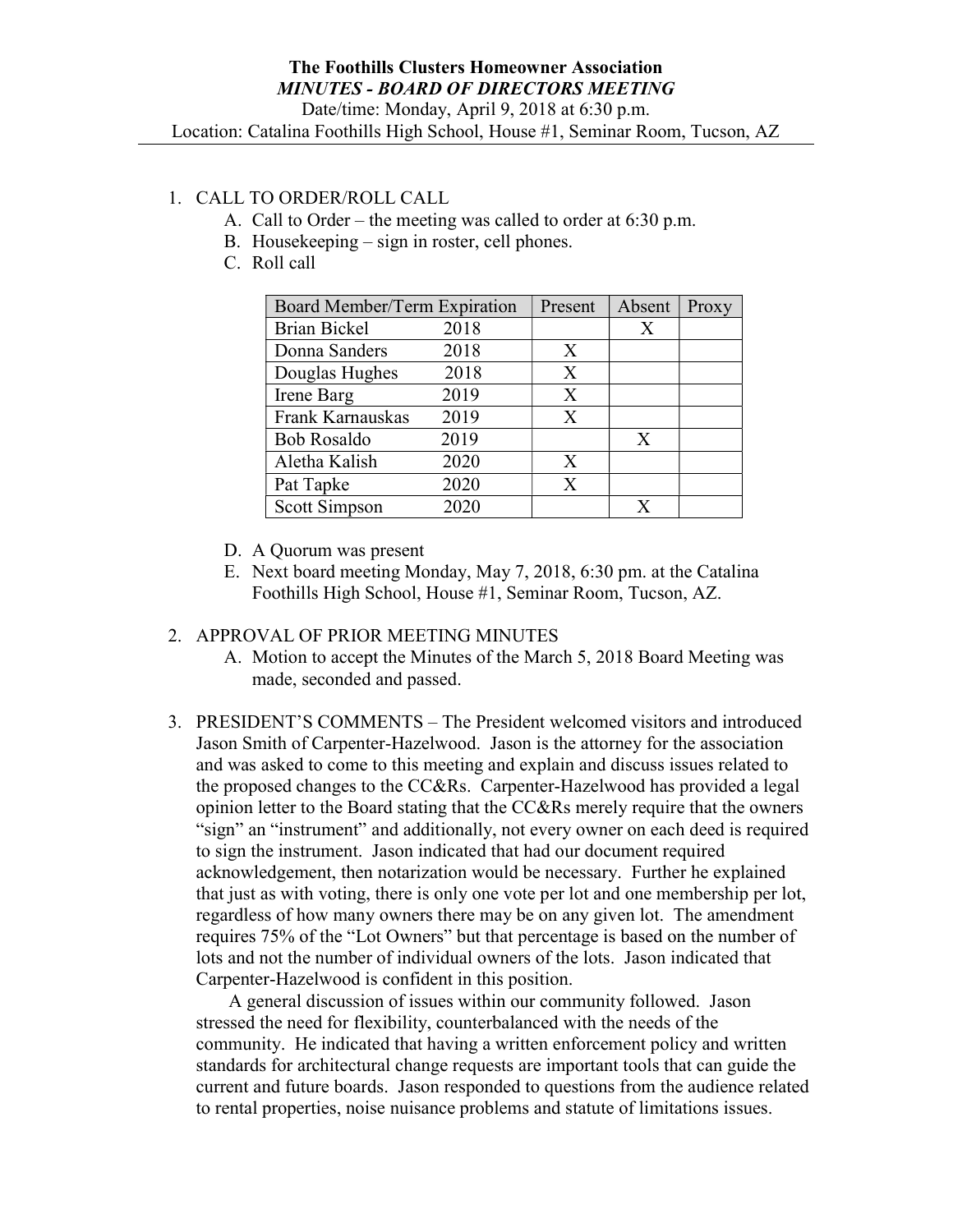**The Foothills Clusters Homeowner Association**

***MINUTES - BOARD OF DIRECTORS MEETING***

Date/time: Monday, April 9, 2018 at 6:30 p.m.

Location: Catalina Foothills High School, House #1, Seminar Room, Tucson, AZ

1. CALL TO ORDER/ROLL CALL
   - A. Call to Order – the meeting was called to order at 6:30 p.m.
   - B. Housekeeping – sign in roster, cell phones.
   - C. Roll call

| Board Member/Term Expiration | | Present | Absent | Proxy |
|---|---|---|---|---|
| Brian Bickel | 2018 | | X | |
| Donna Sanders | 2018 | X | | |
| Douglas Hughes | 2018 | X | | |
| Irene Barg | 2019 | X | | |
| Frank Karnauskas | 2019 | X | | |
| Bob Rosaldo | 2019 | | X | |
| Aletha Kalish | 2020 | X | | |
| Pat Tapke | 2020 | X | | |
| Scott Simpson | 2020 | | X | |

   - D. A Quorum was present
   - E. Next board meeting Monday, May 7, 2018, 6:30 pm. at the Catalina Foothills High School, House #1, Seminar Room, Tucson, AZ.

2. APPROVAL OF PRIOR MEETING MINUTES
   - A. Motion to accept the Minutes of the March 5, 2018 Board Meeting was made, seconded and passed.

3. PRESIDENT'S COMMENTS – The President welcomed visitors and introduced Jason Smith of Carpenter-Hazelwood. Jason is the attorney for the association and was asked to come to this meeting and explain and discuss issues related to the proposed changes to the CC&Rs. Carpenter-Hazelwood has provided a legal opinion letter to the Board stating that the CC&Rs merely require that the owners "sign" an "instrument" and additionally, not every owner on each deed is required to sign the instrument. Jason indicated that had our document required acknowledgement, then notarization would be necessary. Further he explained that just as with voting, there is only one vote per lot and one membership per lot, regardless of how many owners there may be on any given lot. The amendment requires 75% of the "Lot Owners" but that percentage is based on the number of lots and not the number of individual owners of the lots. Jason indicated that Carpenter-Hazelwood is confident in this position.

   A general discussion of issues within our community followed. Jason stressed the need for flexibility, counterbalanced with the needs of the community. He indicated that having a written enforcement policy and written standards for architectural change requests are important tools that can guide the current and future boards. Jason responded to questions from the audience related to rental properties, noise nuisance problems and statute of limitations issues.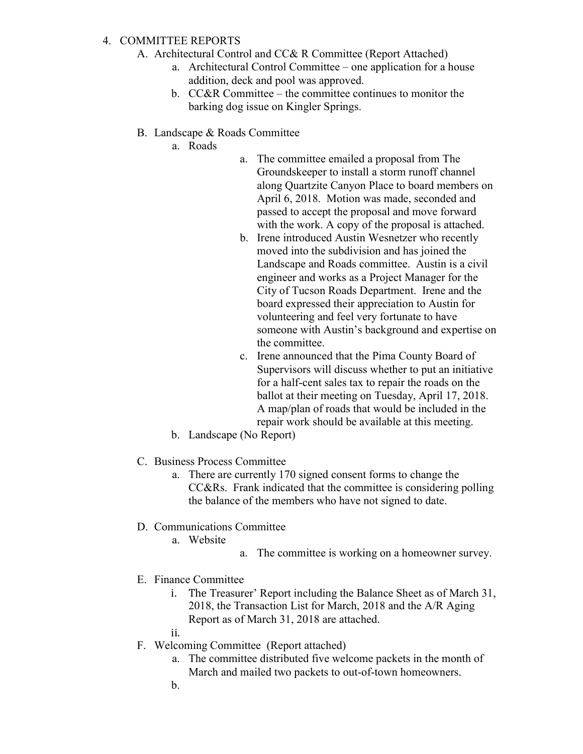4. COMMITTEE REPORTS
   - A. Architectural Control and CC& R Committee (Report Attached)
     - a. Architectural Control Committee – one application for a house addition, deck and pool was approved.
     - b. CC&R Committee – the committee continues to monitor the barking dog issue on Kingler Springs.

   - B. Landscape & Roads Committee
     - a. Roads
       - a. The committee emailed a proposal from The Groundskeeper to install a storm runoff channel along Quartzite Canyon Place to board members on April 6, 2018. Motion was made, seconded and passed to accept the proposal and move forward with the work. A copy of the proposal is attached.
       - b. Irene introduced Austin Wesnetzer who recently moved into the subdivision and has joined the Landscape and Roads committee. Austin is a civil engineer and works as a Project Manager for the City of Tucson Roads Department. Irene and the board expressed their appreciation to Austin for volunteering and feel very fortunate to have someone with Austin's background and expertise on the committee.
       - c. Irene announced that the Pima County Board of Supervisors will discuss whether to put an initiative for a half-cent sales tax to repair the roads on the ballot at their meeting on Tuesday, April 17, 2018. A map/plan of roads that would be included in the repair work should be available at this meeting.
     - b. Landscape (No Report)

   - C. Business Process Committee
     - a. There are currently 170 signed consent forms to change the CC&Rs. Frank indicated that the committee is considering polling the balance of the members who have not signed to date.

   - D. Communications Committee
     - a. Website
       - a. The committee is working on a homeowner survey.

   - E. Finance Committee
     - i. The Treasurer' Report including the Balance Sheet as of March 31, 2018, the Transaction List for March, 2018 and the A/R Aging Report as of March 31, 2018 are attached.
     - ii.

   - F. Welcoming Committee (Report attached)
     - a. The committee distributed five welcome packets in the month of March and mailed two packets to out-of-town homeowners.
     - b.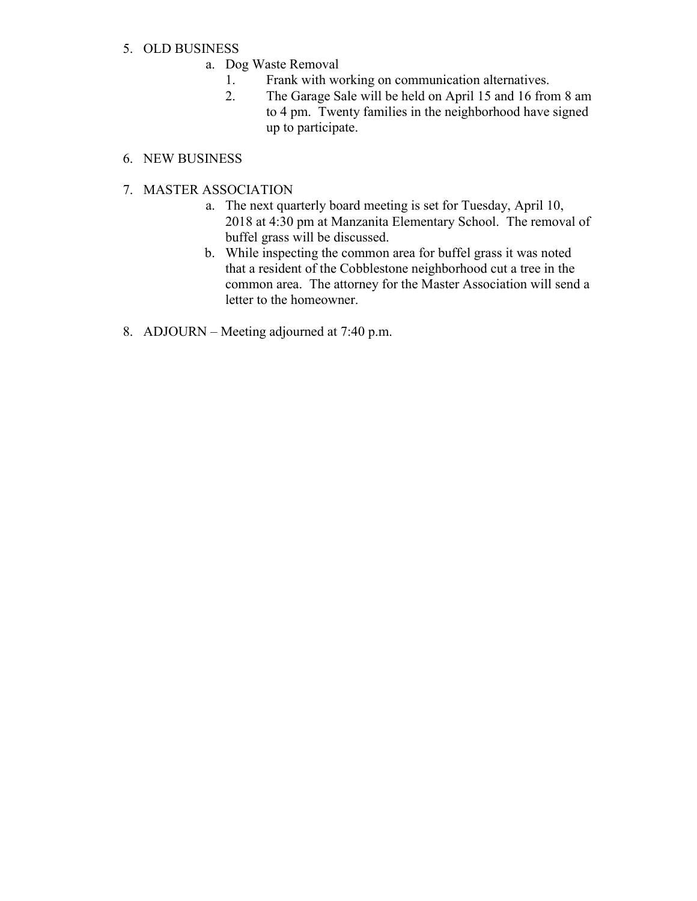5. OLD BUSINESS
   a. Dog Waste Removal
      1. Frank with working on communication alternatives.
      2. The Garage Sale will be held on April 15 and 16 from 8 am to 4 pm. Twenty families in the neighborhood have signed up to participate.

6. NEW BUSINESS

7. MASTER ASSOCIATION
   a. The next quarterly board meeting is set for Tuesday, April 10, 2018 at 4:30 pm at Manzanita Elementary School. The removal of buffel grass will be discussed.
   b. While inspecting the common area for buffel grass it was noted that a resident of the Cobblestone neighborhood cut a tree in the common area. The attorney for the Master Association will send a letter to the homeowner.

8. ADJOURN – Meeting adjourned at 7:40 p.m.